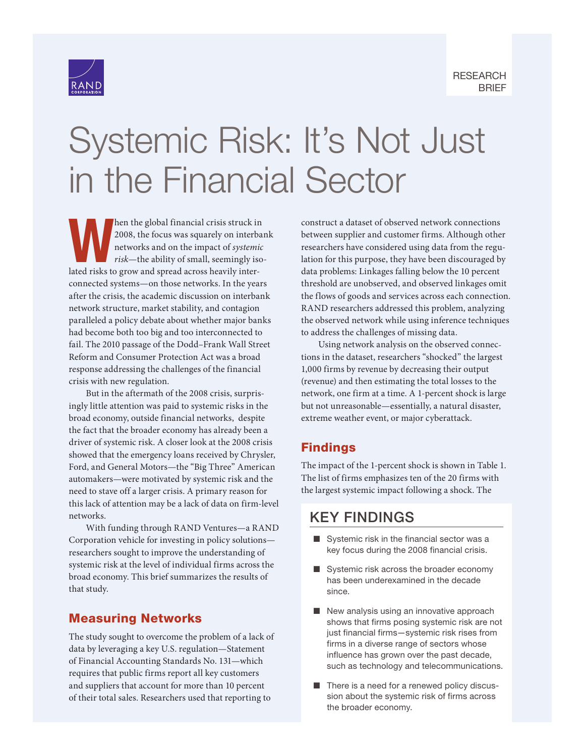RESEARCH BRIEF

# Systemic Risk: It's Not Just in the Financial Sector

When the global financial crisis struck in 2008, the focus was squarely on interbank networks and on the impact of *systemic risk*—the ability of small, seemingly isolated risks to grow and spread across heavily interconnected systems—on those networks. In the years after the crisis, the academic discussion on interbank network structure, market stability, and contagion paralleled a policy debate about whether major banks had become both too big and too interconnected to fail. The 2010 passage of the Dodd–Frank Wall Street Reform and Consumer Protection Act was a broad response addressing the challenges of the financial crisis with new regulation.

But in the aftermath of the 2008 crisis, surprisingly little attention was paid to systemic risks in the broad economy, outside financial networks, despite the fact that the broader economy has already been a driver of systemic risk. A closer look at the 2008 crisis showed that the emergency loans received by Chrysler, Ford, and General Motors—the "Big Three" American automakers—were motivated by systemic risk and the need to stave off a larger crisis. A primary reason for this lack of attention may be a lack of data on firm-level networks.

With funding through RAND Ventures—a RAND Corporation vehicle for investing in policy solutions—researchers sought to improve the understanding of systemic risk at the level of individual firms across the broad economy. This brief summarizes the results of that study.

## Measuring Networks

The study sought to overcome the problem of a lack of data by leveraging a key U.S. regulation—Statement of Financial Accounting Standards No. 131—which requires that public firms report all key customers and suppliers that account for more than 10 percent of their total sales. Researchers used that reporting to construct a dataset of observed network connections between supplier and customer firms. Although other researchers have considered using data from the regulation for this purpose, they have been discouraged by data problems: Linkages falling below the 10 percent threshold are unobserved, and observed linkages omit the flows of goods and services across each connection. RAND researchers addressed this problem, analyzing the observed network while using inference techniques to address the challenges of missing data.

Using network analysis on the observed connections in the dataset, researchers "shocked" the largest 1,000 firms by revenue by decreasing their output (revenue) and then estimating the total losses to the network, one firm at a time. A 1-percent shock is large but not unreasonable—essentially, a natural disaster, extreme weather event, or major cyberattack.

## Findings

The impact of the 1-percent shock is shown in Table 1. The list of firms emphasizes ten of the 20 firms with the largest systemic impact following a shock. The

## KEY FINDINGS

- Systemic risk in the financial sector was a key focus during the 2008 financial crisis.
- Systemic risk across the broader economy has been underexamined in the decade since.
- New analysis using an innovative approach shows that firms posing systemic risk are not just financial firms—systemic risk rises from firms in a diverse range of sectors whose influence has grown over the past decade, such as technology and telecommunications.
- There is a need for a renewed policy discussion about the systemic risk of firms across the broader economy.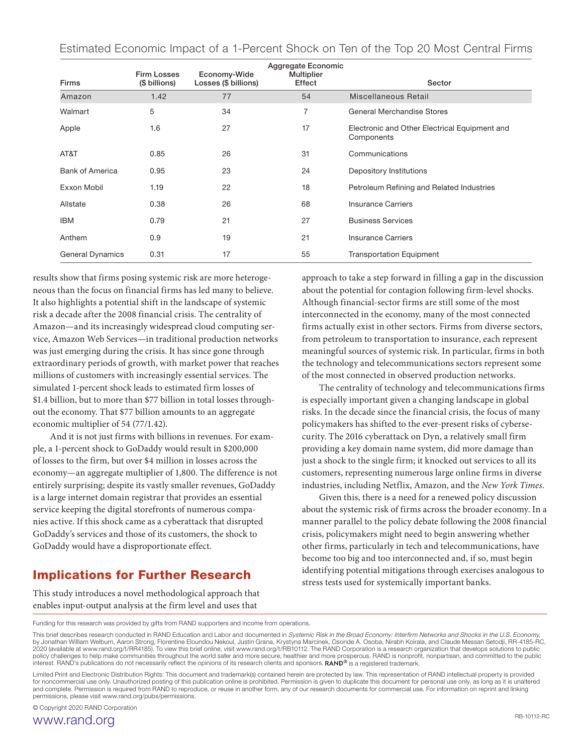Estimated Economic Impact of a 1-Percent Shock on Ten of the Top 20 Most Central Firms

| Firms | Firm Losses ($ billions) | Economy-Wide Losses ($ billions) | Aggregate Economic Multiplier Effect | Sector |
|---|---|---|---|---|
| Amazon | 1.42 | 77 | 54 | Miscellaneous Retail |
| Walmart | 5 | 34 | 7 | General Merchandise Stores |
| Apple | 1.6 | 27 | 17 | Electronic and Other Electrical Equipment and Components |
| AT&T | 0.85 | 26 | 31 | Communications |
| Bank of America | 0.95 | 23 | 24 | Depository Institutions |
| Exxon Mobil | 1.19 | 22 | 18 | Petroleum Refining and Related Industries |
| Allstate | 0.38 | 26 | 68 | Insurance Carriers |
| IBM | 0.79 | 21 | 27 | Business Services |
| Anthem | 0.9 | 19 | 21 | Insurance Carriers |
| General Dynamics | 0.31 | 17 | 55 | Transportation Equipment |

results show that firms posing systemic risk are more heterogeneous than the focus on financial firms has led many to believe. It also highlights a potential shift in the landscape of systemic risk a decade after the 2008 financial crisis. The centrality of Amazon—and its increasingly widespread cloud computing service, Amazon Web Services—in traditional production networks was just emerging during the crisis. It has since gone through extraordinary periods of growth, with market power that reaches millions of customers with increasingly essential services. The simulated 1-percent shock leads to estimated firm losses of $1.4 billion, but to more than $77 billion in total losses throughout the economy. That $77 billion amounts to an aggregate economic multiplier of 54 (77/1.42).

And it is not just firms with billions in revenues. For example, a 1-percent shock to GoDaddy would result in $200,000 of losses to the firm, but over $4 million in losses across the economy—an aggregate multiplier of 1,800. The difference is not entirely surprising; despite its vastly smaller revenues, GoDaddy is a large internet domain registrar that provides an essential service keeping the digital storefronts of numerous companies active. If this shock came as a cyberattack that disrupted GoDaddy's services and those of its customers, the shock to GoDaddy would have a disproportionate effect.

## Implications for Further Research

This study introduces a novel methodological approach that enables input-output analysis at the firm level and uses that approach to take a step forward in filling a gap in the discussion about the potential for contagion following firm-level shocks. Although financial-sector firms are still some of the most interconnected in the economy, many of the most connected firms actually exist in other sectors. Firms from diverse sectors, from petroleum to transportation to insurance, each represent meaningful sources of systemic risk. In particular, firms in both the technology and telecommunications sectors represent some of the most connected in observed production networks.

The centrality of technology and telecommunications firms is especially important given a changing landscape in global risks. In the decade since the financial crisis, the focus of many policymakers has shifted to the ever-present risks of cybersecurity. The 2016 cyberattack on Dyn, a relatively small firm providing a key domain name system, did more damage than just a shock to the single firm; it knocked out services to all its customers, representing numerous large online firms in diverse industries, including Netflix, Amazon, and the *New York Times*.

Given this, there is a need for a renewed policy discussion about the systemic risk of firms across the broader economy. In a manner parallel to the policy debate following the 2008 financial crisis, policymakers might need to begin answering whether other firms, particularly in tech and telecommunications, have become too big and too interconnected and, if so, must begin identifying potential mitigations through exercises analogous to stress tests used for systemically important banks.

---

Funding for this research was provided by gifts from RAND supporters and income from operations.

This brief describes research conducted in RAND Education and Labor and documented in *Systemic Risk in the Broad Economy: Interfirm Networks and Shocks in the U.S. Economy*, by Jonathan William Welburn, Aaron Strong, Florentine Eloundou Nekoul, Justin Grana, Krystyna Marcinek, Osonde A. Osoba, Nirabh Koirala, and Claude Messan Setodji, RR-4185-RC, 2020 (available at www.rand.org/t/RR4185). To view this brief online, visit www.rand.org/t/RB10112. The RAND Corporation is a research organization that develops solutions to public policy challenges to help make communities throughout the world safer and more secure, healthier and more prosperous. RAND is nonprofit, nonpartisan, and committed to the public interest. RAND's publications do not necessarily reflect the opinions of its research clients and sponsors. **RAND®** is a registered trademark.

Limited Print and Electronic Distribution Rights: This document and trademark(s) contained herein are protected by law. This representation of RAND intellectual property is provided for noncommercial use only. Unauthorized posting of this publication online is prohibited. Permission is given to duplicate this document for personal use only, as long as it is unaltered and complete. Permission is required from RAND to reproduce, or reuse in another form, any of our research documents for commercial use. For information on reprint and linking permissions, please visit www.rand.org/pubs/permissions.

© Copyright 2020 RAND Corporation

www.rand.org

RB-10112-RC